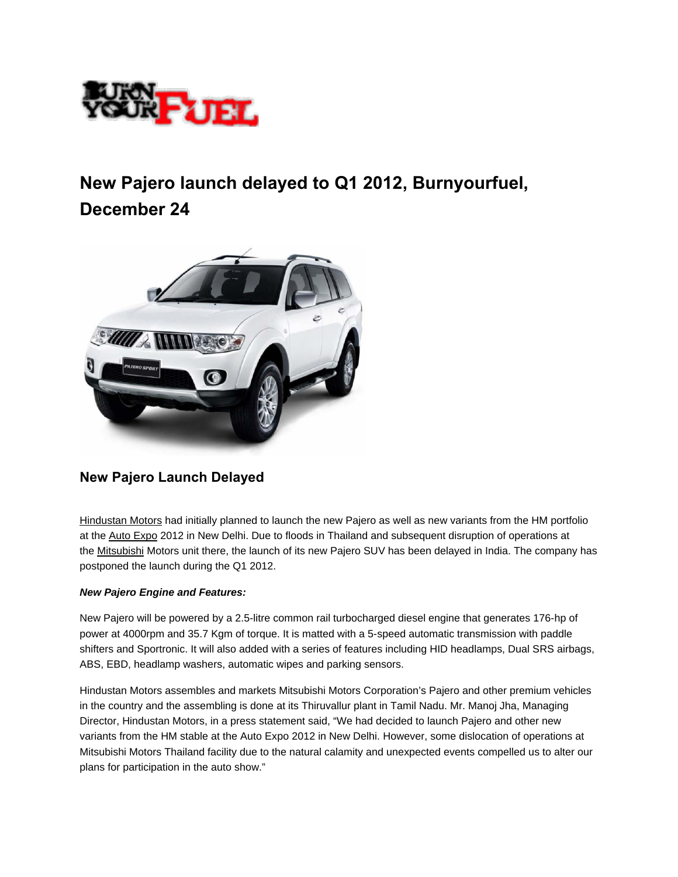# New Pajero launch delayed to Q1 2012, Burnyourfuel, December 24

## New Pajero Launch Delayed

Hindustan Motors had initially planned to launch the new Pajero as well as new variants from the HM portfolio at the Auto Expo 2012 in New Delhi. Due to floods in Thailand and subsequent disruption of operations at the Mitsubishi Motors unit there, the launch of its new Pajero SUV has been delayed in India. The company has postponed the launch during the Q1 2012.

***New Pajero Engine and Features:***

New Pajero will be powered by a 2.5-litre common rail turbocharged diesel engine that generates 176-hp of power at 4000rpm and 35.7 Kgm of torque. It is matted with a 5-speed automatic transmission with paddle shifters and Sportronic. It will also added with a series of features including HID headlamps, Dual SRS airbags, ABS, EBD, headlamp washers, automatic wipes and parking sensors.

Hindustan Motors assembles and markets Mitsubishi Motors Corporation's Pajero and other premium vehicles in the country and the assembling is done at its Thiruvallur plant in Tamil Nadu. Mr. Manoj Jha, Managing Director, Hindustan Motors, in a press statement said, "We had decided to launch Pajero and other new variants from the HM stable at the Auto Expo 2012 in New Delhi. However, some dislocation of operations at Mitsubishi Motors Thailand facility due to the natural calamity and unexpected events compelled us to alter our plans for participation in the auto show."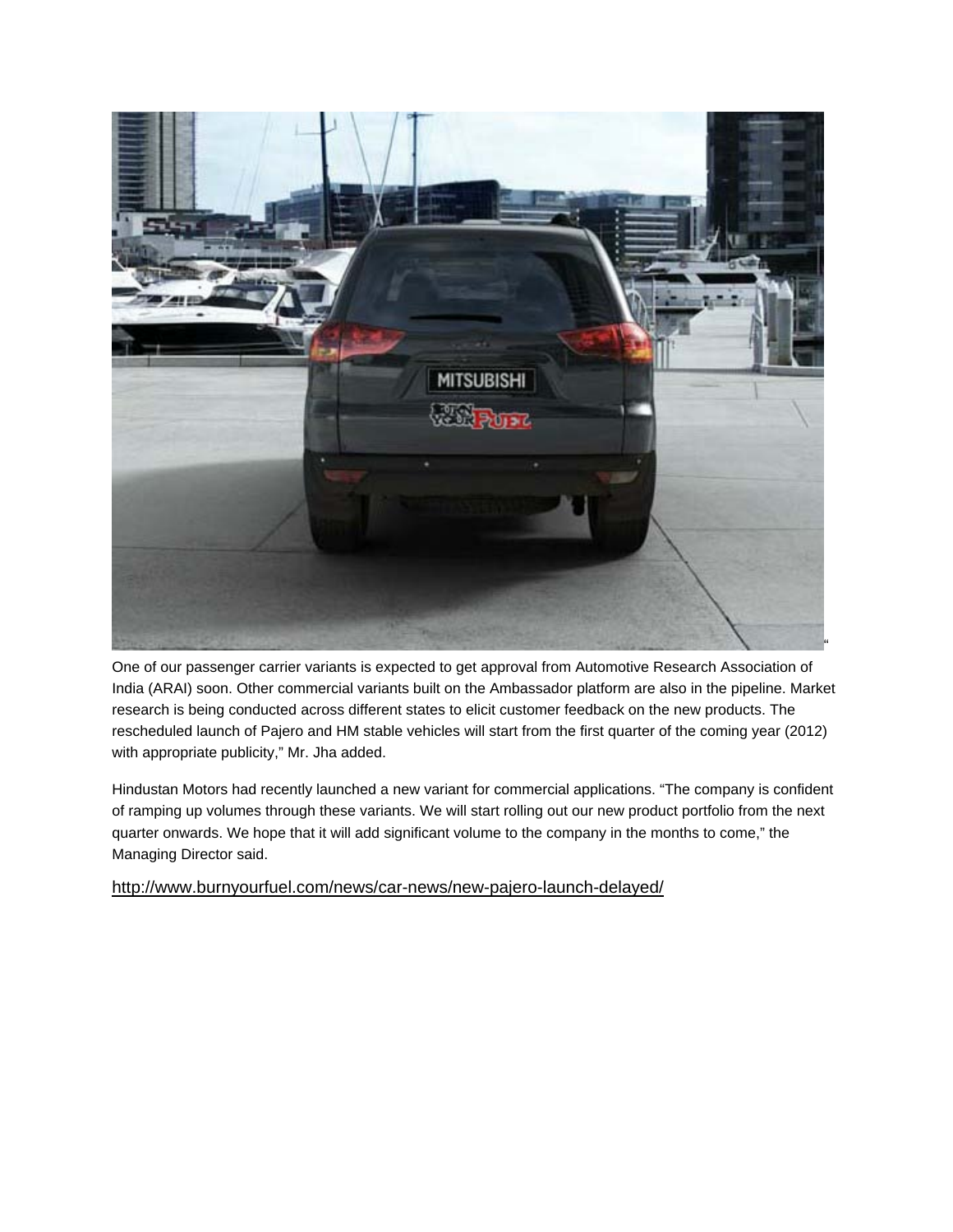"

One of our passenger carrier variants is expected to get approval from Automotive Research Association of India (ARAI) soon. Other commercial variants built on the Ambassador platform are also in the pipeline. Market research is being conducted across different states to elicit customer feedback on the new products. The rescheduled launch of Pajero and HM stable vehicles will start from the first quarter of the coming year (2012) with appropriate publicity," Mr. Jha added.

Hindustan Motors had recently launched a new variant for commercial applications. "The company is confident of ramping up volumes through these variants. We will start rolling out our new product portfolio from the next quarter onwards. We hope that it will add significant volume to the company in the months to come," the Managing Director said.

http://www.burnyourfuel.com/news/car-news/new-pajero-launch-delayed/